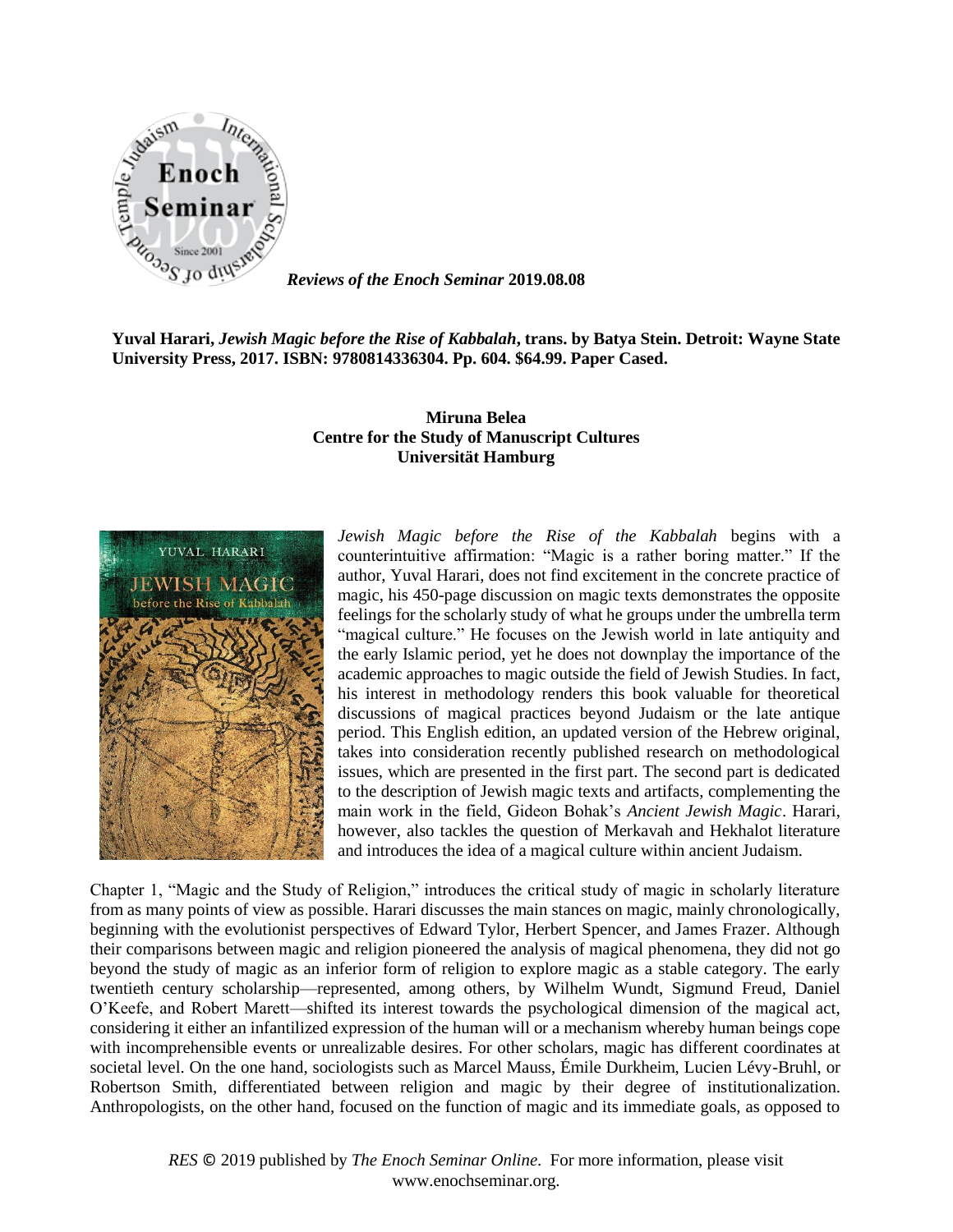*Reviews of the Enoch Seminar* **2019.08.08**

**Yuval Harari, *Jewish Magic before the Rise of Kabbalah*, trans. by Batya Stein. Detroit: Wayne State University Press, 2017. ISBN: 9780814336304. Pp. 604. $64.99. Paper Cased.**

**Miruna Belea**
**Centre for the Study of Manuscript Cultures**
**Universität Hamburg**

*Jewish Magic before the Rise of the Kabbalah* begins with a counterintuitive affirmation: "Magic is a rather boring matter." If the author, Yuval Harari, does not find excitement in the concrete practice of magic, his 450-page discussion on magic texts demonstrates the opposite feelings for the scholarly study of what he groups under the umbrella term "magical culture." He focuses on the Jewish world in late antiquity and the early Islamic period, yet he does not downplay the importance of the academic approaches to magic outside the field of Jewish Studies. In fact, his interest in methodology renders this book valuable for theoretical discussions of magical practices beyond Judaism or the late antique period. This English edition, an updated version of the Hebrew original, takes into consideration recently published research on methodological issues, which are presented in the first part. The second part is dedicated to the description of Jewish magic texts and artifacts, complementing the main work in the field, Gideon Bohak's *Ancient Jewish Magic*. Harari, however, also tackles the question of Merkavah and Hekhalot literature and introduces the idea of a magical culture within ancient Judaism.

Chapter 1, "Magic and the Study of Religion," introduces the critical study of magic in scholarly literature from as many points of view as possible. Harari discusses the main stances on magic, mainly chronologically, beginning with the evolutionist perspectives of Edward Tylor, Herbert Spencer, and James Frazer. Although their comparisons between magic and religion pioneered the analysis of magical phenomena, they did not go beyond the study of magic as an inferior form of religion to explore magic as a stable category. The early twentieth century scholarship—represented, among others, by Wilhelm Wundt, Sigmund Freud, Daniel O'Keefe, and Robert Marett—shifted its interest towards the psychological dimension of the magical act, considering it either an infantilized expression of the human will or a mechanism whereby human beings cope with incomprehensible events or unrealizable desires. For other scholars, magic has different coordinates at societal level. On the one hand, sociologists such as Marcel Mauss, Émile Durkheim, Lucien Lévy-Bruhl, or Robertson Smith, differentiated between religion and magic by their degree of institutionalization. Anthropologists, on the other hand, focused on the function of magic and its immediate goals, as opposed to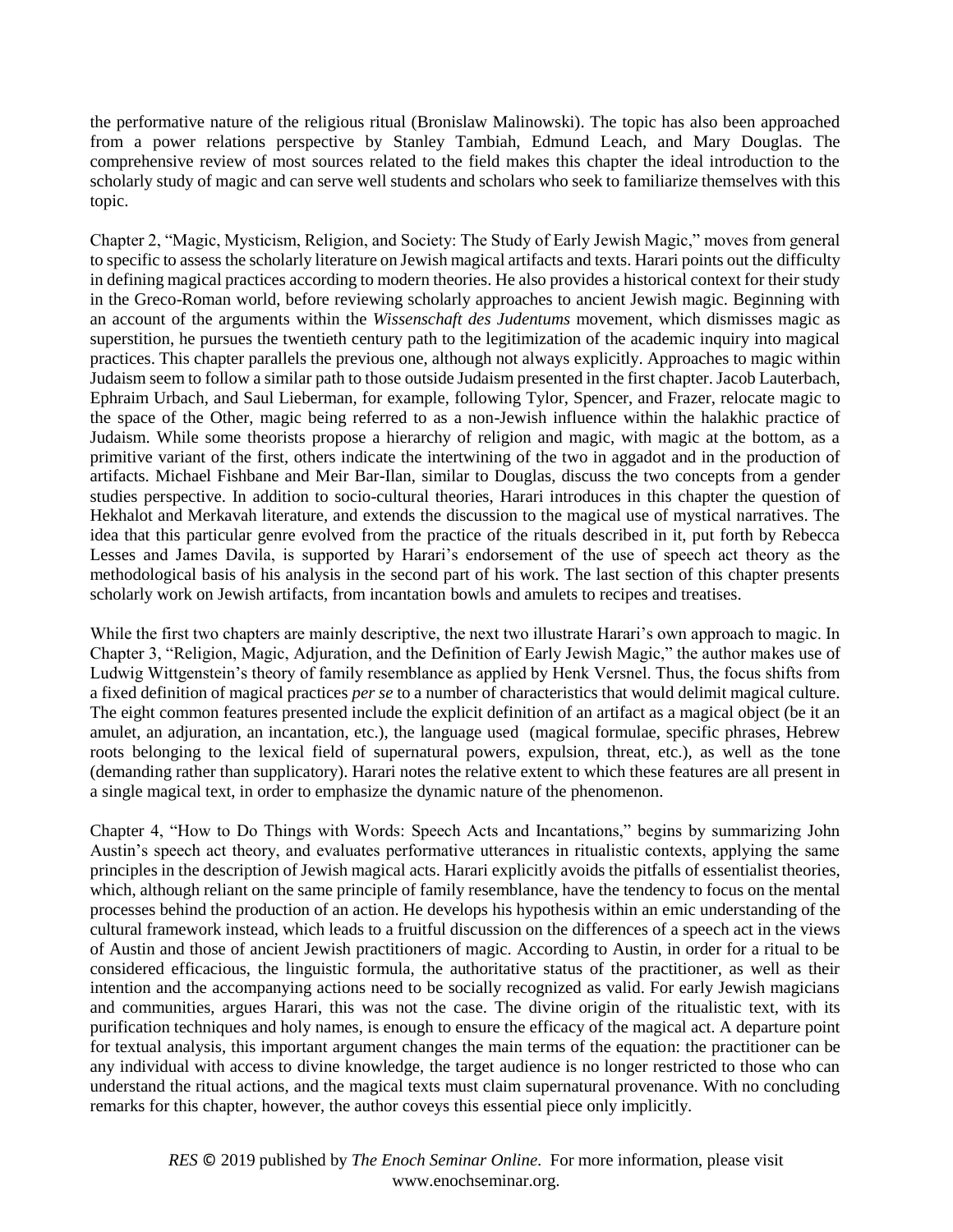the performative nature of the religious ritual (Bronislaw Malinowski). The topic has also been approached from a power relations perspective by Stanley Tambiah, Edmund Leach, and Mary Douglas. The comprehensive review of most sources related to the field makes this chapter the ideal introduction to the scholarly study of magic and can serve well students and scholars who seek to familiarize themselves with this topic.

Chapter 2, "Magic, Mysticism, Religion, and Society: The Study of Early Jewish Magic," moves from general to specific to assess the scholarly literature on Jewish magical artifacts and texts. Harari points out the difficulty in defining magical practices according to modern theories. He also provides a historical context for their study in the Greco-Roman world, before reviewing scholarly approaches to ancient Jewish magic. Beginning with an account of the arguments within the *Wissenschaft des Judentums* movement, which dismisses magic as superstition, he pursues the twentieth century path to the legitimization of the academic inquiry into magical practices. This chapter parallels the previous one, although not always explicitly. Approaches to magic within Judaism seem to follow a similar path to those outside Judaism presented in the first chapter. Jacob Lauterbach, Ephraim Urbach, and Saul Lieberman, for example, following Tylor, Spencer, and Frazer, relocate magic to the space of the Other, magic being referred to as a non-Jewish influence within the halakhic practice of Judaism. While some theorists propose a hierarchy of religion and magic, with magic at the bottom, as a primitive variant of the first, others indicate the intertwining of the two in aggadot and in the production of artifacts. Michael Fishbane and Meir Bar-Ilan, similar to Douglas, discuss the two concepts from a gender studies perspective. In addition to socio-cultural theories, Harari introduces in this chapter the question of Hekhalot and Merkavah literature, and extends the discussion to the magical use of mystical narratives. The idea that this particular genre evolved from the practice of the rituals described in it, put forth by Rebecca Lesses and James Davila, is supported by Harari's endorsement of the use of speech act theory as the methodological basis of his analysis in the second part of his work. The last section of this chapter presents scholarly work on Jewish artifacts, from incantation bowls and amulets to recipes and treatises.

While the first two chapters are mainly descriptive, the next two illustrate Harari's own approach to magic. In Chapter 3, "Religion, Magic, Adjuration, and the Definition of Early Jewish Magic," the author makes use of Ludwig Wittgenstein's theory of family resemblance as applied by Henk Versnel. Thus, the focus shifts from a fixed definition of magical practices *per se* to a number of characteristics that would delimit magical culture. The eight common features presented include the explicit definition of an artifact as a magical object (be it an amulet, an adjuration, an incantation, etc.), the language used (magical formulae, specific phrases, Hebrew roots belonging to the lexical field of supernatural powers, expulsion, threat, etc.), as well as the tone (demanding rather than supplicatory). Harari notes the relative extent to which these features are all present in a single magical text, in order to emphasize the dynamic nature of the phenomenon.

Chapter 4, "How to Do Things with Words: Speech Acts and Incantations," begins by summarizing John Austin's speech act theory, and evaluates performative utterances in ritualistic contexts, applying the same principles in the description of Jewish magical acts. Harari explicitly avoids the pitfalls of essentialist theories, which, although reliant on the same principle of family resemblance, have the tendency to focus on the mental processes behind the production of an action. He develops his hypothesis within an emic understanding of the cultural framework instead, which leads to a fruitful discussion on the differences of a speech act in the views of Austin and those of ancient Jewish practitioners of magic. According to Austin, in order for a ritual to be considered efficacious, the linguistic formula, the authoritative status of the practitioner, as well as their intention and the accompanying actions need to be socially recognized as valid. For early Jewish magicians and communities, argues Harari, this was not the case. The divine origin of the ritualistic text, with its purification techniques and holy names, is enough to ensure the efficacy of the magical act. A departure point for textual analysis, this important argument changes the main terms of the equation: the practitioner can be any individual with access to divine knowledge, the target audience is no longer restricted to those who can understand the ritual actions, and the magical texts must claim supernatural provenance. With no concluding remarks for this chapter, however, the author coveys this essential piece only implicitly.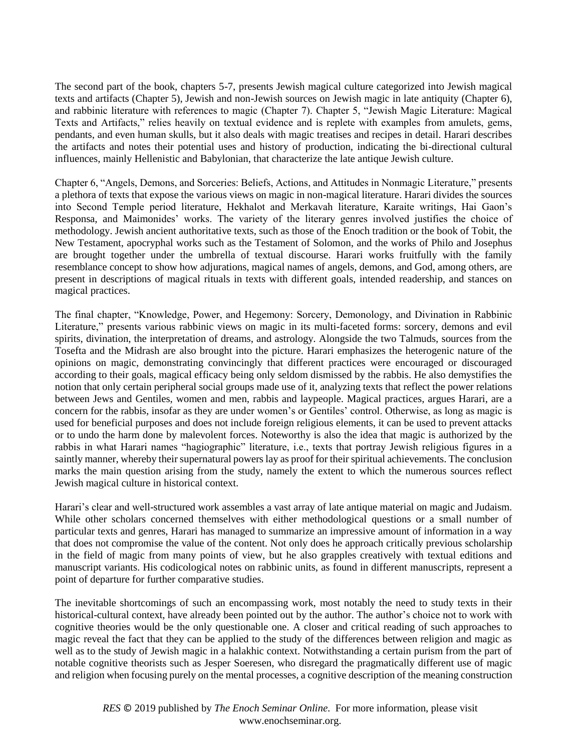The second part of the book, chapters 5-7, presents Jewish magical culture categorized into Jewish magical texts and artifacts (Chapter 5), Jewish and non-Jewish sources on Jewish magic in late antiquity (Chapter 6), and rabbinic literature with references to magic (Chapter 7). Chapter 5, "Jewish Magic Literature: Magical Texts and Artifacts," relies heavily on textual evidence and is replete with examples from amulets, gems, pendants, and even human skulls, but it also deals with magic treatises and recipes in detail. Harari describes the artifacts and notes their potential uses and history of production, indicating the bi-directional cultural influences, mainly Hellenistic and Babylonian, that characterize the late antique Jewish culture.

Chapter 6, "Angels, Demons, and Sorceries: Beliefs, Actions, and Attitudes in Nonmagic Literature," presents a plethora of texts that expose the various views on magic in non-magical literature. Harari divides the sources into Second Temple period literature, Hekhalot and Merkavah literature, Karaite writings, Hai Gaon's Responsa, and Maimonides' works. The variety of the literary genres involved justifies the choice of methodology. Jewish ancient authoritative texts, such as those of the Enoch tradition or the book of Tobit, the New Testament, apocryphal works such as the Testament of Solomon, and the works of Philo and Josephus are brought together under the umbrella of textual discourse. Harari works fruitfully with the family resemblance concept to show how adjurations, magical names of angels, demons, and God, among others, are present in descriptions of magical rituals in texts with different goals, intended readership, and stances on magical practices.

The final chapter, "Knowledge, Power, and Hegemony: Sorcery, Demonology, and Divination in Rabbinic Literature," presents various rabbinic views on magic in its multi-faceted forms: sorcery, demons and evil spirits, divination, the interpretation of dreams, and astrology. Alongside the two Talmuds, sources from the Tosefta and the Midrash are also brought into the picture. Harari emphasizes the heterogenic nature of the opinions on magic, demonstrating convincingly that different practices were encouraged or discouraged according to their goals, magical efficacy being only seldom dismissed by the rabbis. He also demystifies the notion that only certain peripheral social groups made use of it, analyzing texts that reflect the power relations between Jews and Gentiles, women and men, rabbis and laypeople. Magical practices, argues Harari, are a concern for the rabbis, insofar as they are under women's or Gentiles' control. Otherwise, as long as magic is used for beneficial purposes and does not include foreign religious elements, it can be used to prevent attacks or to undo the harm done by malevolent forces. Noteworthy is also the idea that magic is authorized by the rabbis in what Harari names "hagiographic" literature, i.e., texts that portray Jewish religious figures in a saintly manner, whereby their supernatural powers lay as proof for their spiritual achievements. The conclusion marks the main question arising from the study, namely the extent to which the numerous sources reflect Jewish magical culture in historical context.

Harari's clear and well-structured work assembles a vast array of late antique material on magic and Judaism. While other scholars concerned themselves with either methodological questions or a small number of particular texts and genres, Harari has managed to summarize an impressive amount of information in a way that does not compromise the value of the content. Not only does he approach critically previous scholarship in the field of magic from many points of view, but he also grapples creatively with textual editions and manuscript variants. His codicological notes on rabbinic units, as found in different manuscripts, represent a point of departure for further comparative studies.

The inevitable shortcomings of such an encompassing work, most notably the need to study texts in their historical-cultural context, have already been pointed out by the author. The author's choice not to work with cognitive theories would be the only questionable one. A closer and critical reading of such approaches to magic reveal the fact that they can be applied to the study of the differences between religion and magic as well as to the study of Jewish magic in a halakhic context. Notwithstanding a certain purism from the part of notable cognitive theorists such as Jesper Soeresen, who disregard the pragmatically different use of magic and religion when focusing purely on the mental processes, a cognitive description of the meaning construction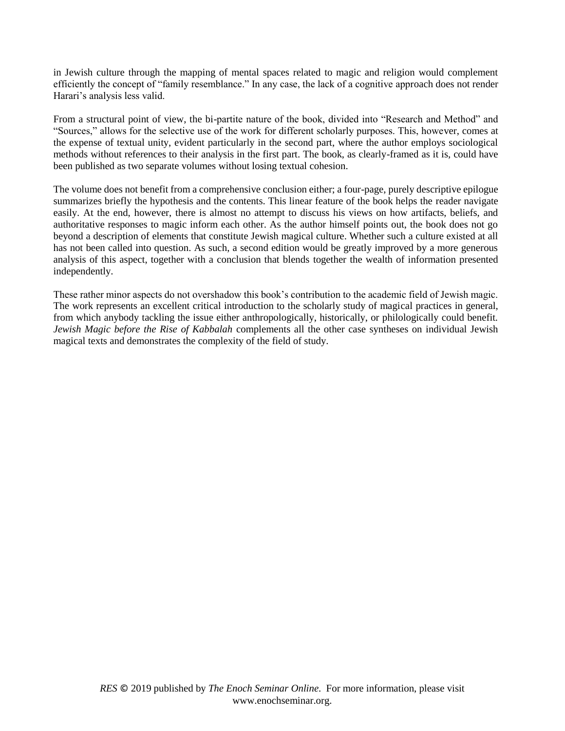in Jewish culture through the mapping of mental spaces related to magic and religion would complement efficiently the concept of "family resemblance." In any case, the lack of a cognitive approach does not render Harari's analysis less valid.

From a structural point of view, the bi-partite nature of the book, divided into "Research and Method" and "Sources," allows for the selective use of the work for different scholarly purposes. This, however, comes at the expense of textual unity, evident particularly in the second part, where the author employs sociological methods without references to their analysis in the first part. The book, as clearly-framed as it is, could have been published as two separate volumes without losing textual cohesion.

The volume does not benefit from a comprehensive conclusion either; a four-page, purely descriptive epilogue summarizes briefly the hypothesis and the contents. This linear feature of the book helps the reader navigate easily. At the end, however, there is almost no attempt to discuss his views on how artifacts, beliefs, and authoritative responses to magic inform each other. As the author himself points out, the book does not go beyond a description of elements that constitute Jewish magical culture. Whether such a culture existed at all has not been called into question. As such, a second edition would be greatly improved by a more generous analysis of this aspect, together with a conclusion that blends together the wealth of information presented independently.

These rather minor aspects do not overshadow this book's contribution to the academic field of Jewish magic. The work represents an excellent critical introduction to the scholarly study of magical practices in general, from which anybody tackling the issue either anthropologically, historically, or philologically could benefit. *Jewish Magic before the Rise of Kabbalah* complements all the other case syntheses on individual Jewish magical texts and demonstrates the complexity of the field of study.

*RES* © 2019 published by *The Enoch Seminar Online*. For more information, please visit www.enochseminar.org.